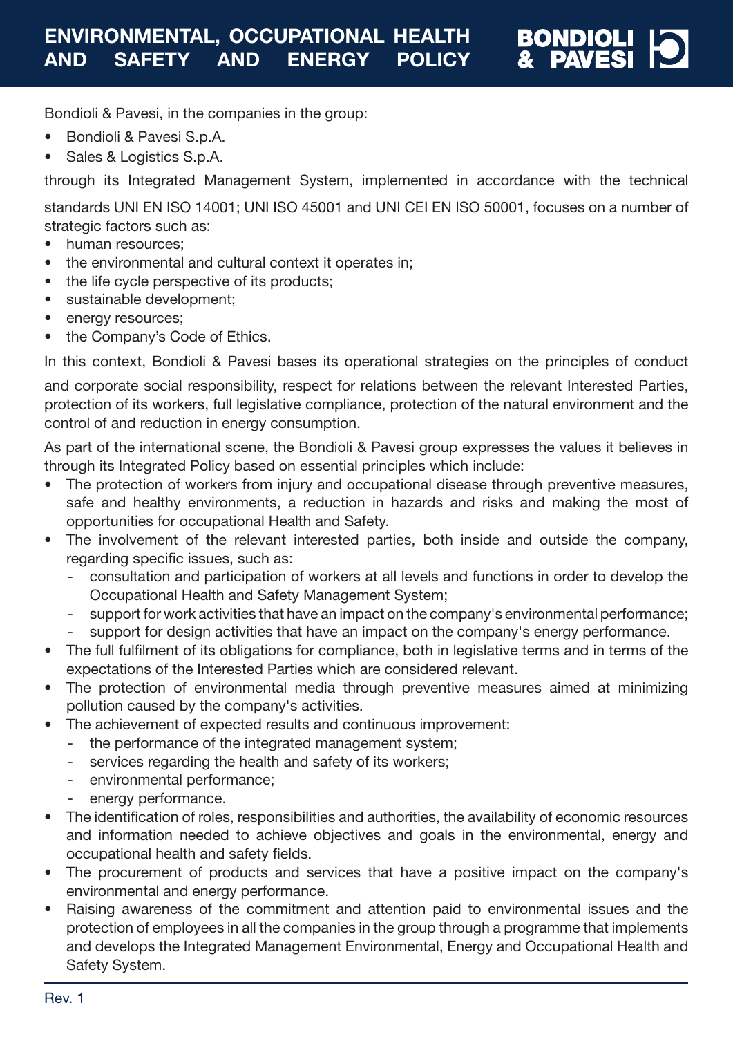# ENVIRONMENTAL, OCCUPATIONAL HEALTH AND SAFETY AND ENERGY POLICY

Bondioli & Pavesi, in the companies in the group:

- Bondioli & Pavesi S.p.A.
- Sales & Logistics S.p.A.

through its Integrated Management System, implemented in accordance with the technical standards UNI EN ISO 14001; UNI ISO 45001 and UNI CEI EN ISO 50001, focuses on a number of strategic factors such as:

- human resources;
- the environmental and cultural context it operates in;
- the life cycle perspective of its products;
- sustainable development;
- energy resources;
- the Company's Code of Ethics.

In this context, Bondioli & Pavesi bases its operational strategies on the principles of conduct and corporate social responsibility, respect for relations between the relevant Interested Parties, protection of its workers, full legislative compliance, protection of the natural environment and the control of and reduction in energy consumption.

As part of the international scene, the Bondioli & Pavesi group expresses the values it believes in through its Integrated Policy based on essential principles which include:

- The protection of workers from injury and occupational disease through preventive measures, safe and healthy environments, a reduction in hazards and risks and making the most of opportunities for occupational Health and Safety.
- The involvement of the relevant interested parties, both inside and outside the company, regarding specific issues, such as:
  - consultation and participation of workers at all levels and functions in order to develop the Occupational Health and Safety Management System;
  - support for work activities that have an impact on the company's environmental performance;
  - support for design activities that have an impact on the company's energy performance.
- The full fulfilment of its obligations for compliance, both in legislative terms and in terms of the expectations of the Interested Parties which are considered relevant.
- The protection of environmental media through preventive measures aimed at minimizing pollution caused by the company's activities.
- The achievement of expected results and continuous improvement:
  - the performance of the integrated management system;
  - services regarding the health and safety of its workers;
  - environmental performance;
  - energy performance.
- The identification of roles, responsibilities and authorities, the availability of economic resources and information needed to achieve objectives and goals in the environmental, energy and occupational health and safety fields.
- The procurement of products and services that have a positive impact on the company's environmental and energy performance.
- Raising awareness of the commitment and attention paid to environmental issues and the protection of employees in all the companies in the group through a programme that implements and develops the Integrated Management Environmental, Energy and Occupational Health and Safety System.

Rev. 1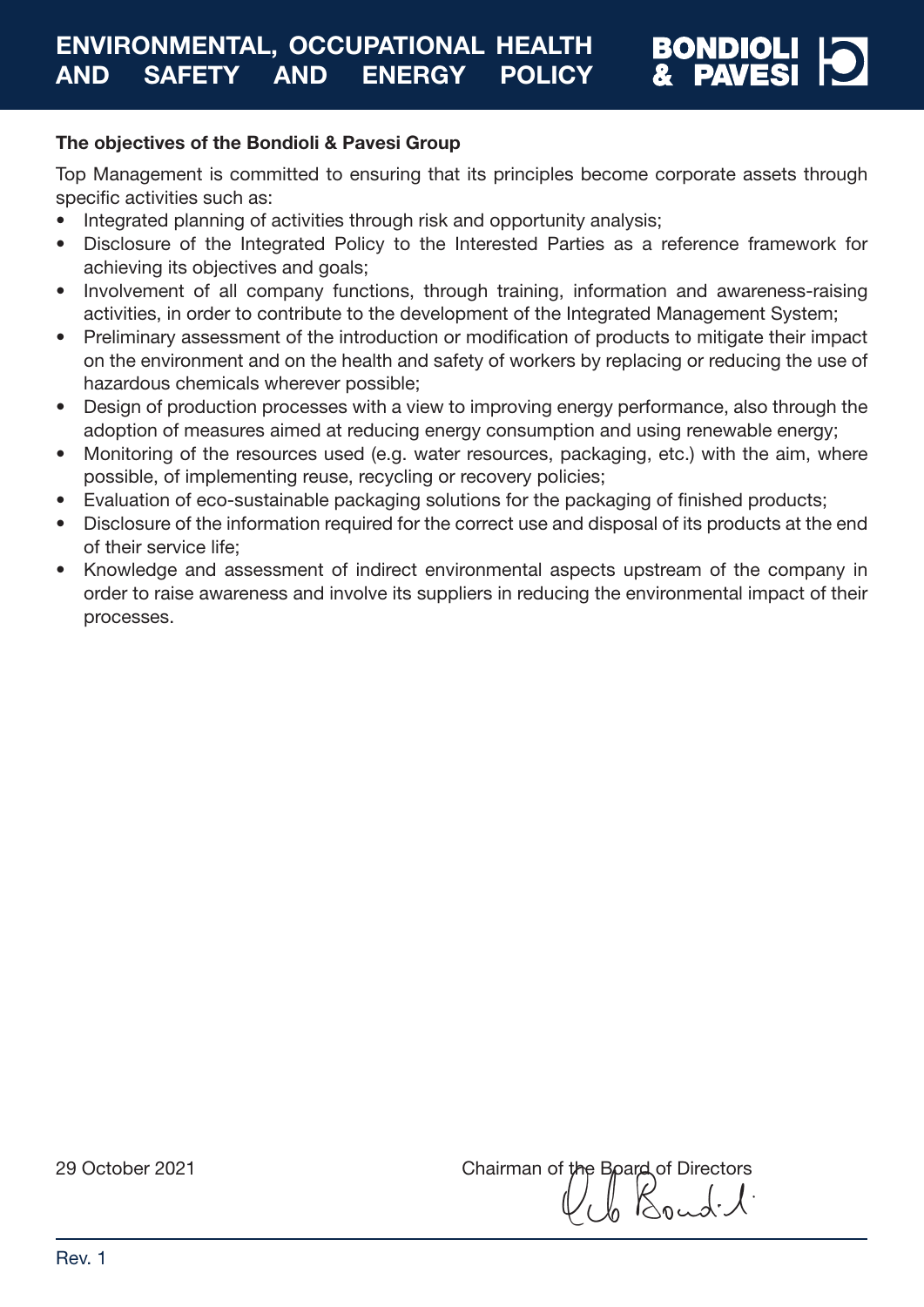## The objectives of the Bondioli & Pavesi Group

Top Management is committed to ensuring that its principles become corporate assets through specific activities such as:

- Integrated planning of activities through risk and opportunity analysis;
- Disclosure of the Integrated Policy to the Interested Parties as a reference framework for achieving its objectives and goals;
- Involvement of all company functions, through training, information and awareness-raising activities, in order to contribute to the development of the Integrated Management System;
- Preliminary assessment of the introduction or modification of products to mitigate their impact on the environment and on the health and safety of workers by replacing or reducing the use of hazardous chemicals wherever possible;
- Design of production processes with a view to improving energy performance, also through the adoption of measures aimed at reducing energy consumption and using renewable energy;
- Monitoring of the resources used (e.g. water resources, packaging, etc.) with the aim, where possible, of implementing reuse, recycling or recovery policies;
- Evaluation of eco-sustainable packaging solutions for the packaging of finished products;
- Disclosure of the information required for the correct use and disposal of its products at the end of their service life;
- Knowledge and assessment of indirect environmental aspects upstream of the company in order to raise awareness and involve its suppliers in reducing the environmental impact of their processes.

29 October 2021

Chairman of the Board of Directors

Rev. 1